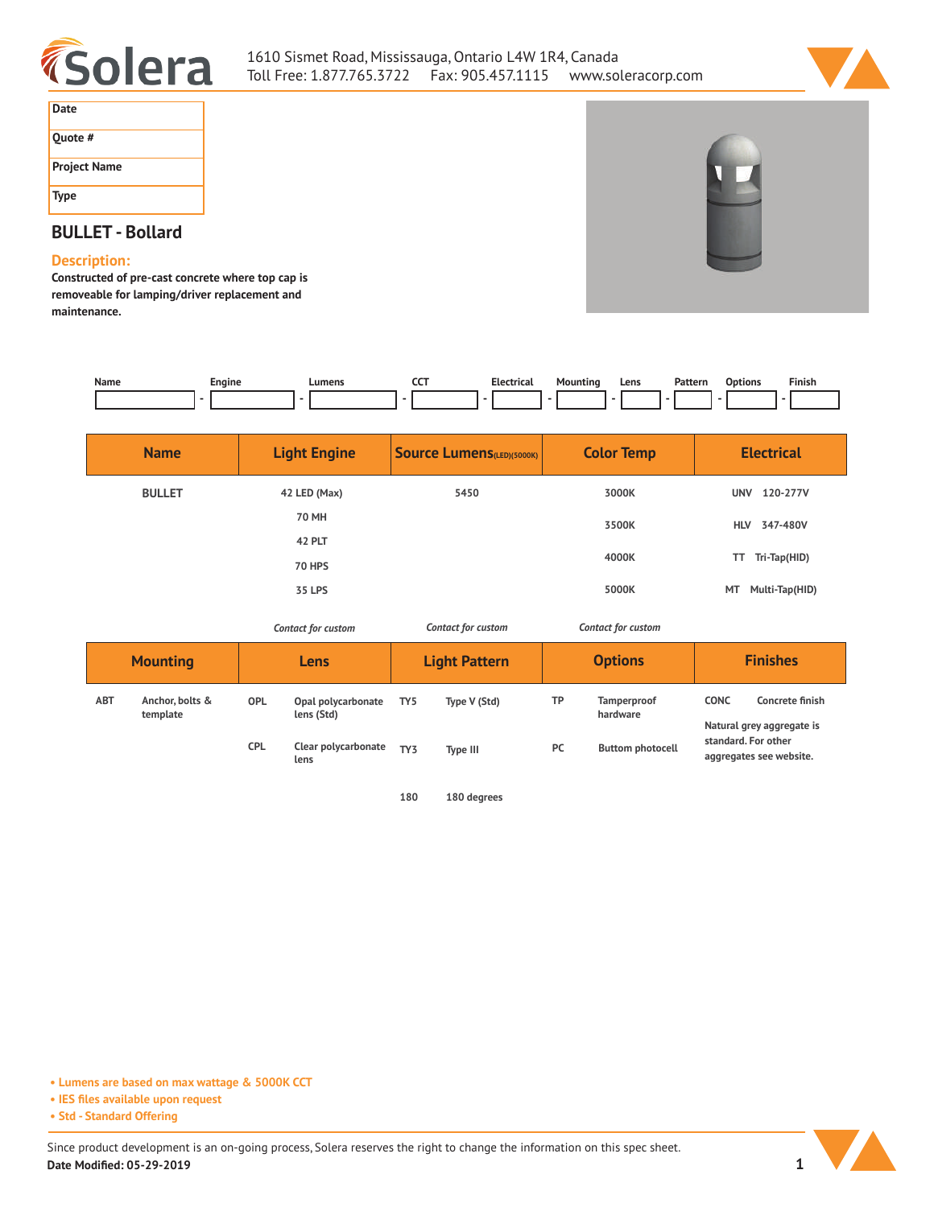1610 Sismet Road, Mississauga, Ontario L4W 1R4, Canada
Toll Free: 1.877.765.3722 Fax: 905.457.1115 www.soleracorp.com

| Date | |
|---|---|
| Quote # | |
| Project Name | |
| Type | |

## BULLET - Bollard

**Description:**

**Constructed of pre-cast concrete where top cap is removeable for lamping/driver replacement and maintenance.**

| Name | Engine | Lumens | CCT | Electrical | Mounting | Lens | Pattern | Options | Finish |
|---|---|---|---|---|---|---|---|---|---|
| | - | - | - | - | - | - | - | - | - |

| Name | Light Engine | Source Lumens(LED)(5000K) | Color Temp | Electrical |
|---|---|---|---|---|
| BULLET | 42 LED (Max) | 5450 | 3000K | UNV 120-277V |
| | 70 MH | | 3500K | HLV 347-480V |
| | 42 PLT | | 4000K | TT Tri-Tap(HID) |
| | 70 HPS | | 5000K | MT Multi-Tap(HID) |
| | 35 LPS | | | |
| | *Contact for custom* | *Contact for custom* | *Contact for custom* | |

| Mounting | | Lens | | Light Pattern | | Options | | Finishes | |
|---|---|---|---|---|---|---|---|---|---|
| ABT | Anchor, bolts & template | OPL | Opal polycarbonate lens (Std) | TY5 | Type V (Std) | TP | Tamperproof hardware | CONC | Concrete finish |
| | | CPL | Clear polycarbonate lens | TY3 | Type III | PC | Buttom photocell | | Natural grey aggregate is standard. For other aggregates see website. |
| | | | | 180 | 180 degrees | | | | |

- Lumens are based on max wattage & 5000K CCT
- IES files available upon request
- Std - Standard Offering

Since product development is an on-going process, Solera reserves the right to change the information on this spec sheet.

**Date Modified: 05-29-2019**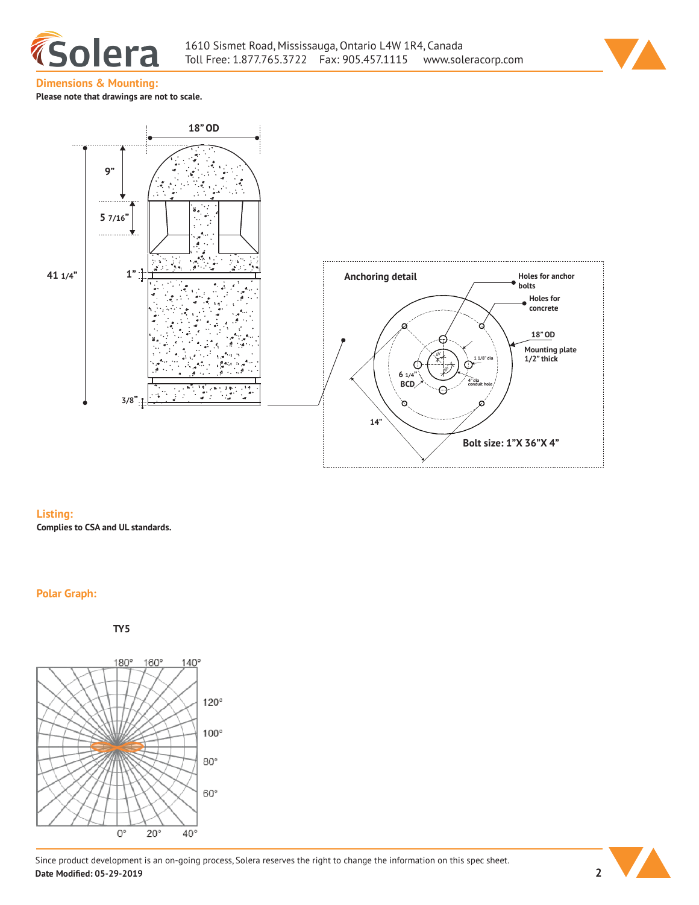## Dimensions & Mounting:

**Please note that drawings are not to scale.**

18" OD

9"

5 7/16"

41 1/4"

1"

3/8"

Anchoring detail

Holes for anchor bolts

Holes for concrete

18" OD

Mounting plate 1/2" thick

1 1/8" dia

6 1/4" BCD

4" dia conduit hole

14"

Bolt size: 1"X 36"X 4"

## Listing:

**Complies to CSA and UL standards.**

## Polar Graph:

TY5

180° 160° 140°

120°

100°

80°

60°

0° 20° 40°

Since product development is an on-going process, Solera reserves the right to change the information on this spec sheet.

**Date Modified: 05-29-2019**